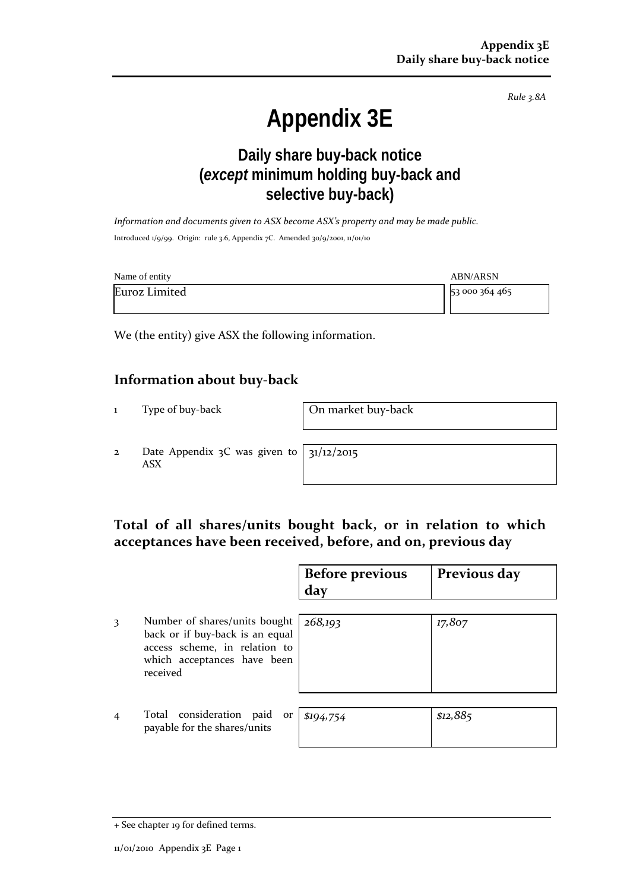*Rule 3.8A*

# Appendix 3E

## Daily share buy-back notice (*except* minimum holding buy-back and selective buy-back)

*Information and documents given to ASX become ASX's property and may be made public.*

Introduced 1/9/99. Origin: rule 3.6, Appendix 7C. Amended 30/9/2001, 11/01/10

| Name of entity | ABN/ARSN |
|---|---|
| Euroz Limited | 53 000 364 465 |

We (the entity) give ASX the following information.

## Information about buy-back

| | | |
|---|---|---|
| 1 | Type of buy-back | On market buy-back |
| 2 | Date Appendix 3C was given to ASX | 31/12/2015 |

## Total of all shares/units bought back, or in relation to which acceptances have been received, before, and on, previous day

| | | Before previous day | Previous day |
|---|---|---|---|
| 3 | Number of shares/units bought back or if buy-back is an equal access scheme, in relation to which acceptances have been received | *268,193* | *17,807* |
| 4 | Total consideration paid or payable for the shares/units | *$194,754* | *$12,885* |

+ See chapter 19 for defined terms.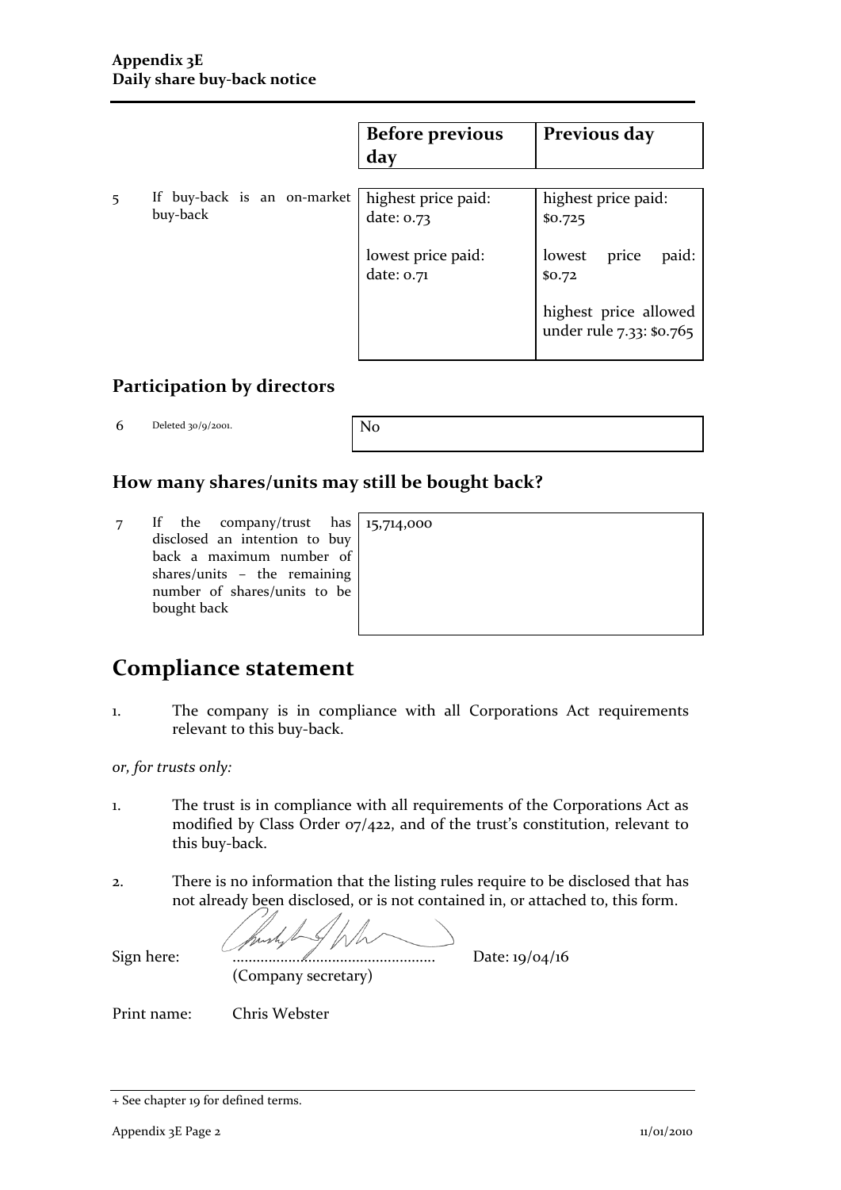| | | Before previous day | Previous day |
|---|---|---|---|
| 5 | If buy-back is an on-market buy-back | highest price paid: date: 0.73<br><br>lowest price paid: date: 0.71 | highest price paid: $0.725<br><br>lowest price paid: $0.72<br><br>highest price allowed under rule 7.33: $0.765 |

## Participation by directors

| | | |
|---|---|---|
| 6 | Deleted 30/9/2001. | No |

## How many shares/units may still be bought back?

| | | |
|---|---|---|
| 7 | If the company/trust has disclosed an intention to buy back a maximum number of shares/units – the remaining number of shares/units to be bought back | 15,714,000 |

# Compliance statement

1. The company is in compliance with all Corporations Act requirements relevant to this buy-back.

*or, for trusts only:*

1. The trust is in compliance with all requirements of the Corporations Act as modified by Class Order 07/422, and of the trust's constitution, relevant to this buy-back.

2. There is no information that the listing rules require to be disclosed that has not already been disclosed, or is not contained in, or attached to, this form.

Sign here: .................................................. (Company secretary) Date: 19/04/16

Print name: Chris Webster

+ See chapter 19 for defined terms.